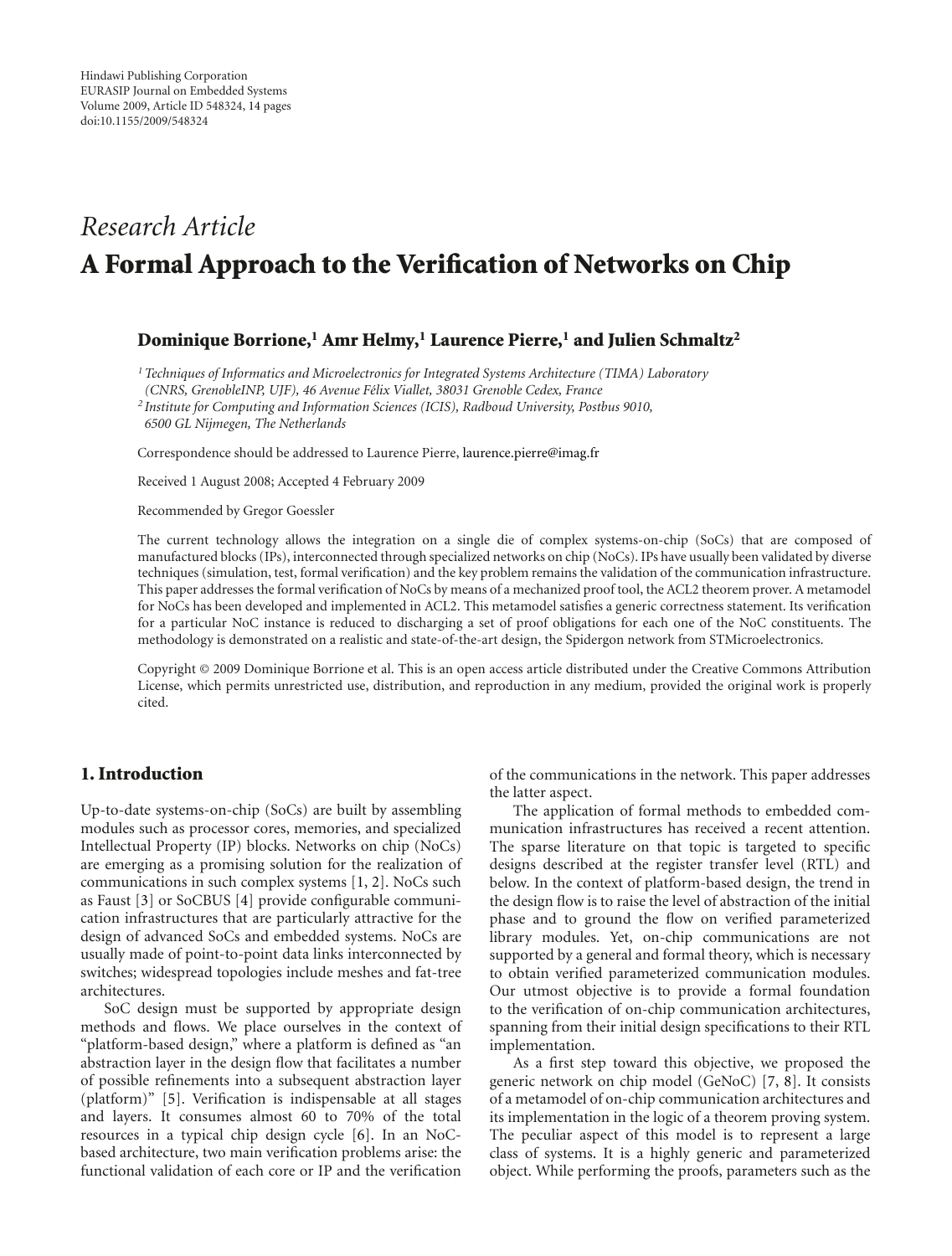Hindawi Publishing Corporation
EURASIP Journal on Embedded Systems
Volume 2009, Article ID 548324, 14 pages
doi:10.1155/2009/548324

*Research Article*

# A Formal Approach to the Verification of Networks on Chip

**Dominique Borrione,[1] Amr Helmy,[1] Laurence Pierre,[1] and Julien Schmaltz[2]**

[1] *Techniques of Informatics and Microelectronics for Integrated Systems Architecture (TIMA) Laboratory (CNRS, GrenobleINP, UJF), 46 Avenue Félix Viallet, 38031 Grenoble Cedex, France*

[2] *Institute for Computing and Information Sciences (ICIS), Radboud University, Postbus 9010, 6500 GL Nijmegen, The Netherlands*

Correspondence should be addressed to Laurence Pierre, laurence.pierre@imag.fr

Received 1 August 2008; Accepted 4 February 2009

Recommended by Gregor Goessler

The current technology allows the integration on a single die of complex systems-on-chip (SoCs) that are composed of manufactured blocks (IPs), interconnected through specialized networks on chip (NoCs). IPs have usually been validated by diverse techniques (simulation, test, formal verification) and the key problem remains the validation of the communication infrastructure. This paper addresses the formal verification of NoCs by means of a mechanized proof tool, the ACL2 theorem prover. A metamodel for NoCs has been developed and implemented in ACL2. This metamodel satisfies a generic correctness statement. Its verification for a particular NoC instance is reduced to discharging a set of proof obligations for each one of the NoC constituents. The methodology is demonstrated on a realistic and state-of-the-art design, the Spidergon network from STMicroelectronics.

Copyright © 2009 Dominique Borrione et al. This is an open access article distributed under the Creative Commons Attribution License, which permits unrestricted use, distribution, and reproduction in any medium, provided the original work is properly cited.

## 1. Introduction

Up-to-date systems-on-chip (SoCs) are built by assembling modules such as processor cores, memories, and specialized Intellectual Property (IP) blocks. Networks on chip (NoCs) are emerging as a promising solution for the realization of communications in such complex systems [1, 2]. NoCs such as Faust [3] or SoCBUS [4] provide configurable communication infrastructures that are particularly attractive for the design of advanced SoCs and embedded systems. NoCs are usually made of point-to-point data links interconnected by switches; widespread topologies include meshes and fat-tree architectures.

SoC design must be supported by appropriate design methods and flows. We place ourselves in the context of "platform-based design," where a platform is defined as "an abstraction layer in the design flow that facilitates a number of possible refinements into a subsequent abstraction layer (platform)" [5]. Verification is indispensable at all stages and layers. It consumes almost 60 to 70% of the total resources in a typical chip design cycle [6]. In an NoC-based architecture, two main verification problems arise: the functional validation of each core or IP and the verification of the communications in the network. This paper addresses the latter aspect.

The application of formal methods to embedded communication infrastructures has received a recent attention. The sparse literature on that topic is targeted to specific designs described at the register transfer level (RTL) and below. In the context of platform-based design, the trend in the design flow is to raise the level of abstraction of the initial phase and to ground the flow on verified parameterized library modules. Yet, on-chip communications are not supported by a general and formal theory, which is necessary to obtain verified parameterized communication modules. Our utmost objective is to provide a formal foundation to the verification of on-chip communication architectures, spanning from their initial design specifications to their RTL implementation.

As a first step toward this objective, we proposed the generic network on chip model (GeNoC) [7, 8]. It consists of a metamodel of on-chip communication architectures and its implementation in the logic of a theorem proving system. The peculiar aspect of this model is to represent a large class of systems. It is a highly generic and parameterized object. While performing the proofs, parameters such as the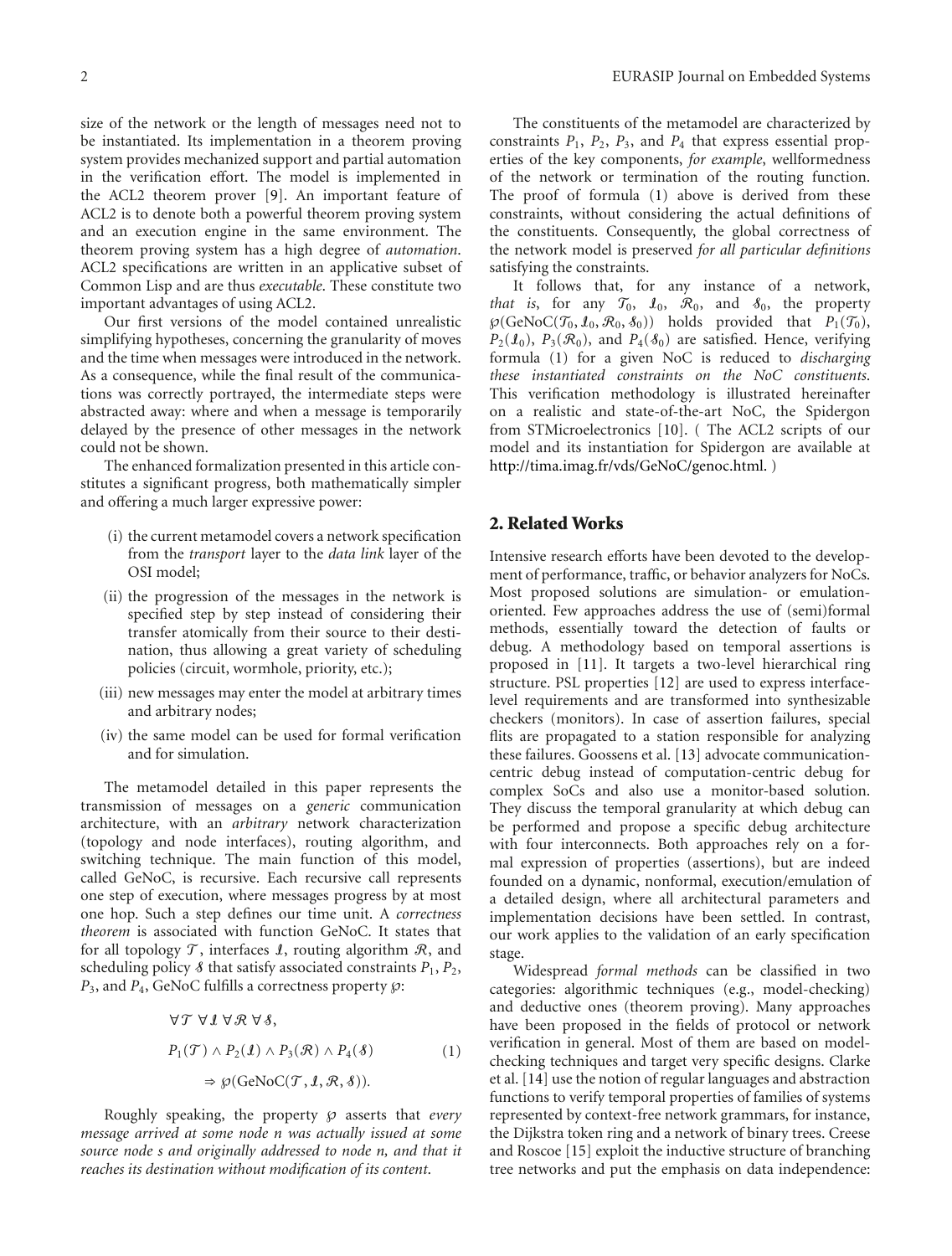size of the network or the length of messages need not to be instantiated. Its implementation in a theorem proving system provides mechanized support and partial automation in the verification effort. The model is implemented in the ACL2 theorem prover [9]. An important feature of ACL2 is to denote both a powerful theorem proving system and an execution engine in the same environment. The theorem proving system has a high degree of *automation*. ACL2 specifications are written in an applicative subset of Common Lisp and are thus *executable*. These constitute two important advantages of using ACL2.

Our first versions of the model contained unrealistic simplifying hypotheses, concerning the granularity of moves and the time when messages were introduced in the network. As a consequence, while the final result of the communications was correctly portrayed, the intermediate steps were abstracted away: where and when a message is temporarily delayed by the presence of other messages in the network could not be shown.

The enhanced formalization presented in this article constitutes a significant progress, both mathematically simpler and offering a much larger expressive power:

(i) the current metamodel covers a network specification from the *transport* layer to the *data link* layer of the OSI model;

(ii) the progression of the messages in the network is specified step by step instead of considering their transfer atomically from their source to their destination, thus allowing a great variety of scheduling policies (circuit, wormhole, priority, etc.);

(iii) new messages may enter the model at arbitrary times and arbitrary nodes;

(iv) the same model can be used for formal verification and for simulation.

The metamodel detailed in this paper represents the transmission of messages on a *generic* communication architecture, with an *arbitrary* network characterization (topology and node interfaces), routing algorithm, and switching technique. The main function of this model, called GeNoC, is recursive. Each recursive call represents one step of execution, where messages progress by at most one hop. Such a step defines our time unit. A *correctness theorem* is associated with function GeNoC. It states that for all topology $\mathcal{T}$, interfaces $\mathcal{I}$, routing algorithm $\mathcal{R}$, and scheduling policy $\mathcal{S}$ that satisfy associated constraints $P_1$, $P_2$, $P_3$, and $P_4$, GeNoC fulfills a correctness property $\wp$:

$$\begin{aligned}
&\forall \mathcal{T}\ \forall \mathcal{I}\ \forall \mathcal{R}\ \forall \mathcal{S}, \\
&P_1(\mathcal{T}) \wedge P_2(\mathcal{I}) \wedge P_3(\mathcal{R}) \wedge P_4(\mathcal{S}) \\
&\qquad \Rightarrow \wp(\text{GeNoC}(\mathcal{T}, \mathcal{I}, \mathcal{R}, \mathcal{S})).
\end{aligned} \tag{1}$$

Roughly speaking, the property $\wp$ asserts that *every message arrived at some node n was actually issued at some source node s and originally addressed to node n, and that it reaches its destination without modification of its content*.

The constituents of the metamodel are characterized by constraints $P_1$, $P_2$, $P_3$, and $P_4$ that express essential properties of the key components, *for example*, wellformedness of the network or termination of the routing function. The proof of formula (1) above is derived from these constraints, without considering the actual definitions of the constituents. Consequently, the global correctness of the network model is preserved *for all particular definitions* satisfying the constraints.

It follows that, for any instance of a network, *that is*, for any $\mathcal{T}_0$, $\mathcal{I}_0$, $\mathcal{R}_0$, and $\mathcal{S}_0$, the property $\wp(\text{GeNoC}(\mathcal{T}_0, \mathcal{I}_0, \mathcal{R}_0, \mathcal{S}_0))$ holds provided that $P_1(\mathcal{T}_0)$, $P_2(\mathcal{I}_0)$, $P_3(\mathcal{R}_0)$, and $P_4(\mathcal{S}_0)$ are satisfied. Hence, verifying formula (1) for a given NoC is reduced to *discharging these instantiated constraints on the NoC constituents*. This verification methodology is illustrated hereinafter on a realistic and state-of-the-art NoC, the Spidergon from STMicroelectronics [10]. ( The ACL2 scripts of our model and its instantiation for Spidergon are available at http://tima.imag.fr/vds/GeNoC/genoc.html. )

## 2. Related Works

Intensive research efforts have been devoted to the development of performance, traffic, or behavior analyzers for NoCs. Most proposed solutions are simulation- or emulation-oriented. Few approaches address the use of (semi)formal methods, essentially toward the detection of faults or debug. A methodology based on temporal assertions is proposed in [11]. It targets a two-level hierarchical ring structure. PSL properties [12] are used to express interface-level requirements and are transformed into synthesizable checkers (monitors). In case of assertion failures, special flits are propagated to a station responsible for analyzing these failures. Goossens et al. [13] advocate communication-centric debug instead of computation-centric debug for complex SoCs and also use a monitor-based solution. They discuss the temporal granularity at which debug can be performed and propose a specific debug architecture with four interconnects. Both approaches rely on a formal expression of properties (assertions), but are indeed founded on a dynamic, nonformal, execution/emulation of a detailed design, where all architectural parameters and implementation decisions have been settled. In contrast, our work applies to the validation of an early specification stage.

Widespread *formal methods* can be classified in two categories: algorithmic techniques (e.g., model-checking) and deductive ones (theorem proving). Many approaches have been proposed in the fields of protocol or network verification in general. Most of them are based on model-checking techniques and target very specific designs. Clarke et al. [14] use the notion of regular languages and abstraction functions to verify temporal properties of families of systems represented by context-free network grammars, for instance, the Dijkstra token ring and a network of binary trees. Creese and Roscoe [15] exploit the inductive structure of branching tree networks and put the emphasis on data independence: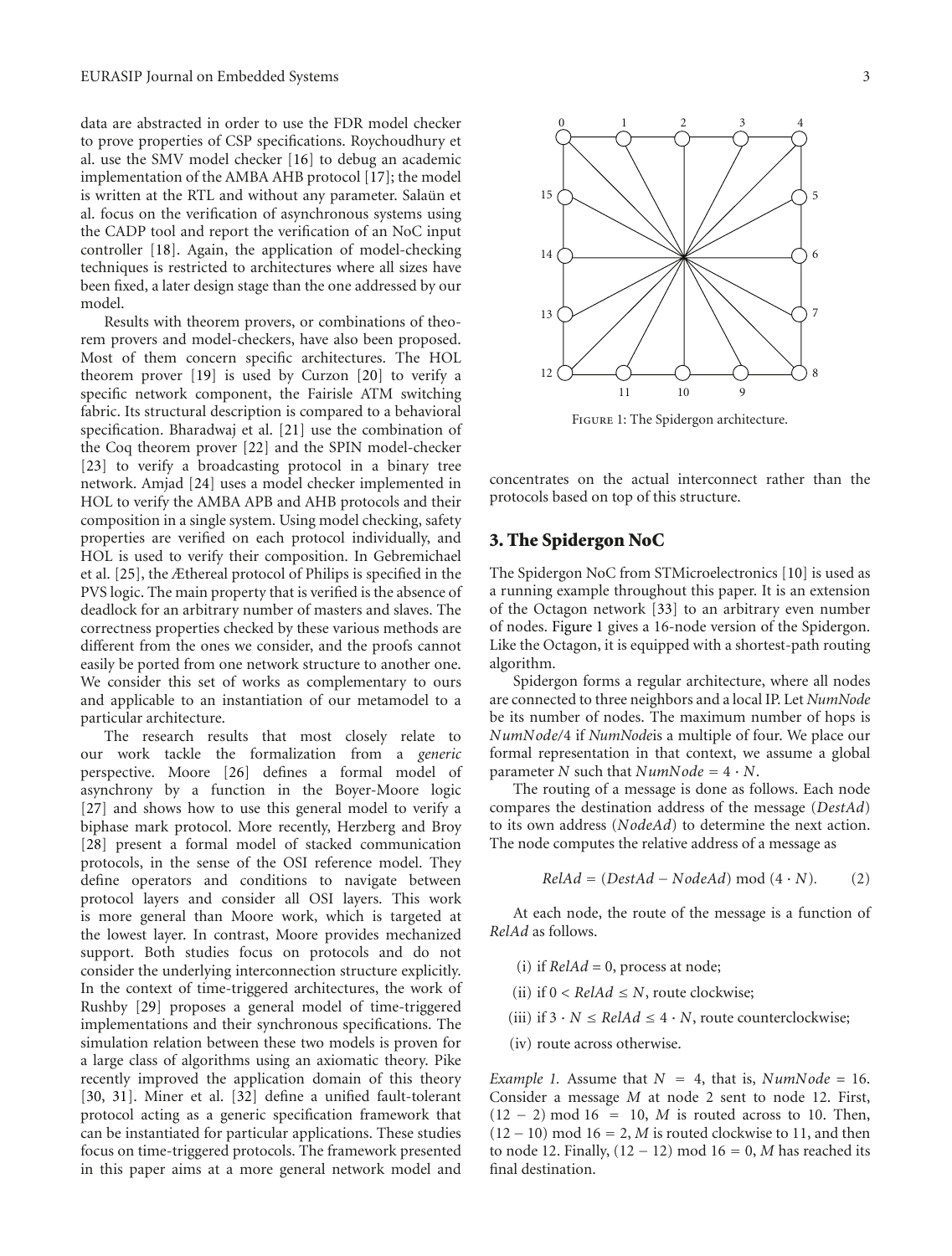data are abstracted in order to use the FDR model checker to prove properties of CSP specifications. Roychoudhury et al. use the SMV model checker [16] to debug an academic implementation of the AMBA AHB protocol [17]; the model is written at the RTL and without any parameter. Salaün et al. focus on the verification of asynchronous systems using the CADP tool and report the verification of an NoC input controller [18]. Again, the application of model-checking techniques is restricted to architectures where all sizes have been fixed, a later design stage than the one addressed by our model.

Results with theorem provers, or combinations of theorem provers and model-checkers, have also been proposed. Most of them concern specific architectures. The HOL theorem prover [19] is used by Curzon [20] to verify a specific network component, the Fairisle ATM switching fabric. Its structural description is compared to a behavioral specification. Bharadwaj et al. [21] use the combination of the Coq theorem prover [22] and the SPIN model-checker [23] to verify a broadcasting protocol in a binary tree network. Amjad [24] uses a model checker implemented in HOL to verify the AMBA APB and AHB protocols and their composition in a single system. Using model checking, safety properties are verified on each protocol individually, and HOL is used to verify their composition. In Gebremichael et al. [25], the Æthereal protocol of Philips is specified in the PVS logic. The main property that is verified is the absence of deadlock for an arbitrary number of masters and slaves. The correctness properties checked by these various methods are different from the ones we consider, and the proofs cannot easily be ported from one network structure to another one. We consider this set of works as complementary to ours and applicable to an instantiation of our metamodel to a particular architecture.

The research results that most closely relate to our work tackle the formalization from a *generic* perspective. Moore [26] defines a formal model of asynchrony by a function in the Boyer-Moore logic [27] and shows how to use this general model to verify a biphase mark protocol. More recently, Herzberg and Broy [28] present a formal model of stacked communication protocols, in the sense of the OSI reference model. They define operators and conditions to navigate between protocol layers and consider all OSI layers. This work is more general than Moore work, which is targeted at the lowest layer. In contrast, Moore provides mechanized support. Both studies focus on protocols and do not consider the underlying interconnection structure explicitly. In the context of time-triggered architectures, the work of Rushby [29] proposes a general model of time-triggered implementations and their synchronous specifications. The simulation relation between these two models is proven for a large class of algorithms using an axiomatic theory. Pike recently improved the application domain of this theory [30, 31]. Miner et al. [32] define a unified fault-tolerant protocol acting as a generic specification framework that can be instantiated for particular applications. These studies focus on time-triggered protocols. The framework presented in this paper aims at a more general network model and concentrates on the actual interconnect rather than the protocols based on top of this structure.

Figure 1: The Spidergon architecture.

## 3. The Spidergon NoC

The Spidergon NoC from STMicroelectronics [10] is used as a running example throughout this paper. It is an extension of the Octagon network [33] to an arbitrary even number of nodes. Figure 1 gives a 16-node version of the Spidergon. Like the Octagon, it is equipped with a shortest-path routing algorithm.

Spidergon forms a regular architecture, where all nodes are connected to three neighbors and a local IP. Let *NumNode* be its number of nodes. The maximum number of hops is $NumNode/4$ if *NumNode* is a multiple of four. We place our formal representation in that context, we assume a global parameter $N$ such that $NumNode = 4 \cdot N$.

The routing of a message is done as follows. Each node compares the destination address of the message (*DestAd*) to its own address (*NodeAd*) to determine the next action. The node computes the relative address of a message as

$$RelAd = (DestAd - NodeAd) \bmod (4 \cdot N). \tag{2}$$

At each node, the route of the message is a function of *RelAd* as follows.

(i) if $RelAd = 0$, process at node;

(ii) if $0 < RelAd \leq N$, route clockwise;

(iii) if $3 \cdot N \leq RelAd \leq 4 \cdot N$, route counterclockwise;

(iv) route across otherwise.

*Example 1.* Assume that $N = 4$, that is, $NumNode = 16$. Consider a message $M$ at node 2 sent to node 12. First, $(12 - 2) \bmod 16 = 10$, $M$ is routed across to 10. Then, $(12 - 10) \bmod 16 = 2$, $M$ is routed clockwise to 11, and then to node 12. Finally, $(12 - 12) \bmod 16 = 0$, $M$ has reached its final destination.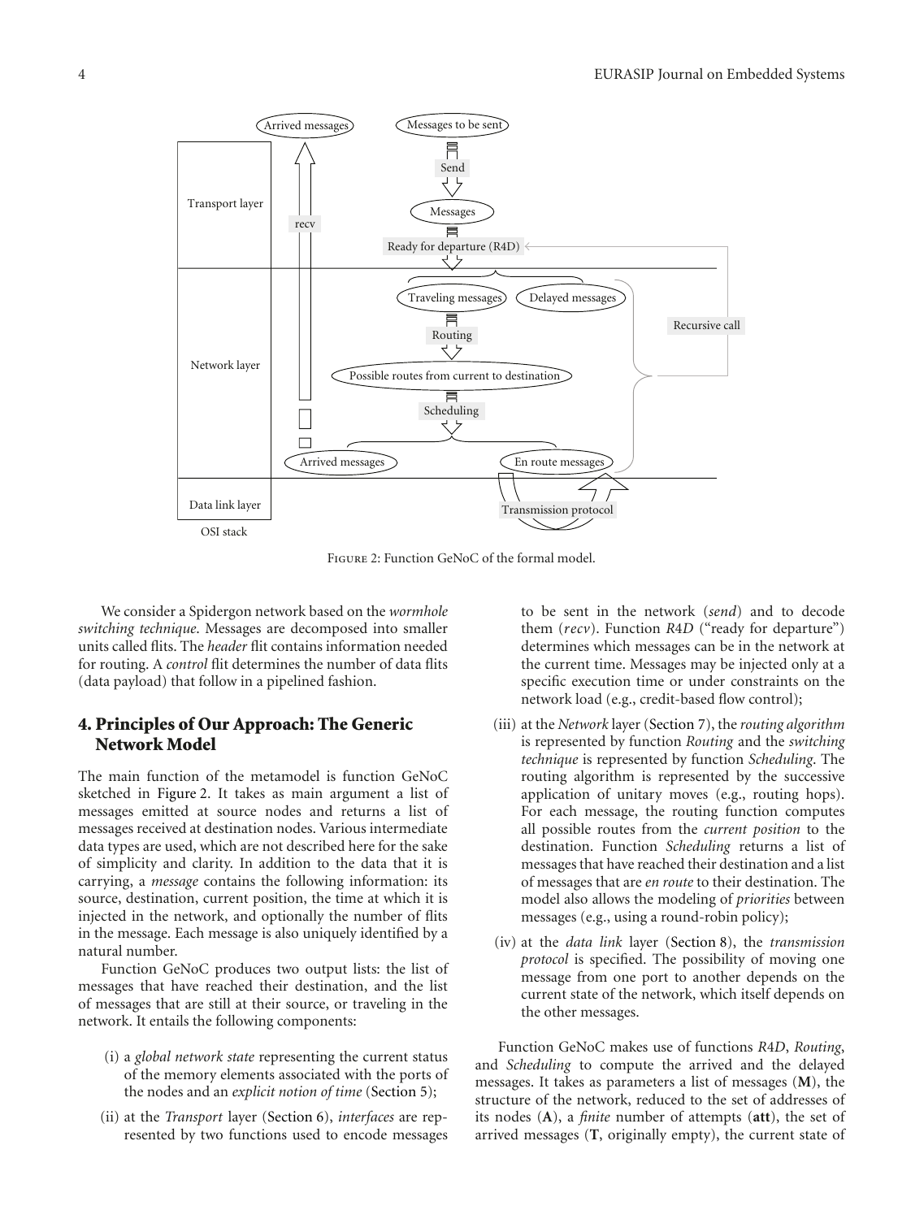Figure 2: Function GeNoC of the formal model.

We consider a Spidergon network based on the *wormhole switching technique*. Messages are decomposed into smaller units called flits. The *header* flit contains information needed for routing. A *control* flit determines the number of data flits (data payload) that follow in a pipelined fashion.

## 4. Principles of Our Approach: The Generic Network Model

The main function of the metamodel is function GeNoC sketched in Figure 2. It takes as main argument a list of messages emitted at source nodes and returns a list of messages received at destination nodes. Various intermediate data types are used, which are not described here for the sake of simplicity and clarity. In addition to the data that it is carrying, a *message* contains the following information: its source, destination, current position, the time at which it is injected in the network, and optionally the number of flits in the message. Each message is also uniquely identified by a natural number.

Function GeNoC produces two output lists: the list of messages that have reached their destination, and the list of messages that are still at their source, or traveling in the network. It entails the following components:

(i) a *global network state* representing the current status of the memory elements associated with the ports of the nodes and an *explicit notion of time* (Section 5);

(ii) at the *Transport* layer (Section 6), *interfaces* are represented by two functions used to encode messages to be sent in the network (*send*) and to decode them (*recv*). Function *R4D* ("ready for departure") determines which messages can be in the network at the current time. Messages may be injected only at a specific execution time or under constraints on the network load (e.g., credit-based flow control);

(iii) at the *Network* layer (Section 7), the *routing algorithm* is represented by function *Routing* and the *switching technique* is represented by function *Scheduling*. The routing algorithm is represented by the successive application of unitary moves (e.g., routing hops). For each message, the routing function computes all possible routes from the *current position* to the destination. Function *Scheduling* returns a list of messages that have reached their destination and a list of messages that are *en route* to their destination. The model also allows the modeling of *priorities* between messages (e.g., using a round-robin policy);

(iv) at the *data link* layer (Section 8), the *transmission protocol* is specified. The possibility of moving one message from one port to another depends on the current state of the network, which itself depends on the other messages.

Function GeNoC makes use of functions *R4D*, *Routing*, and *Scheduling* to compute the arrived and the delayed messages. It takes as parameters a list of messages (**M**), the structure of the network, reduced to the set of addresses of its nodes (**A**), a *finite* number of attempts (**att**), the set of arrived messages (**T**, originally empty), the current state of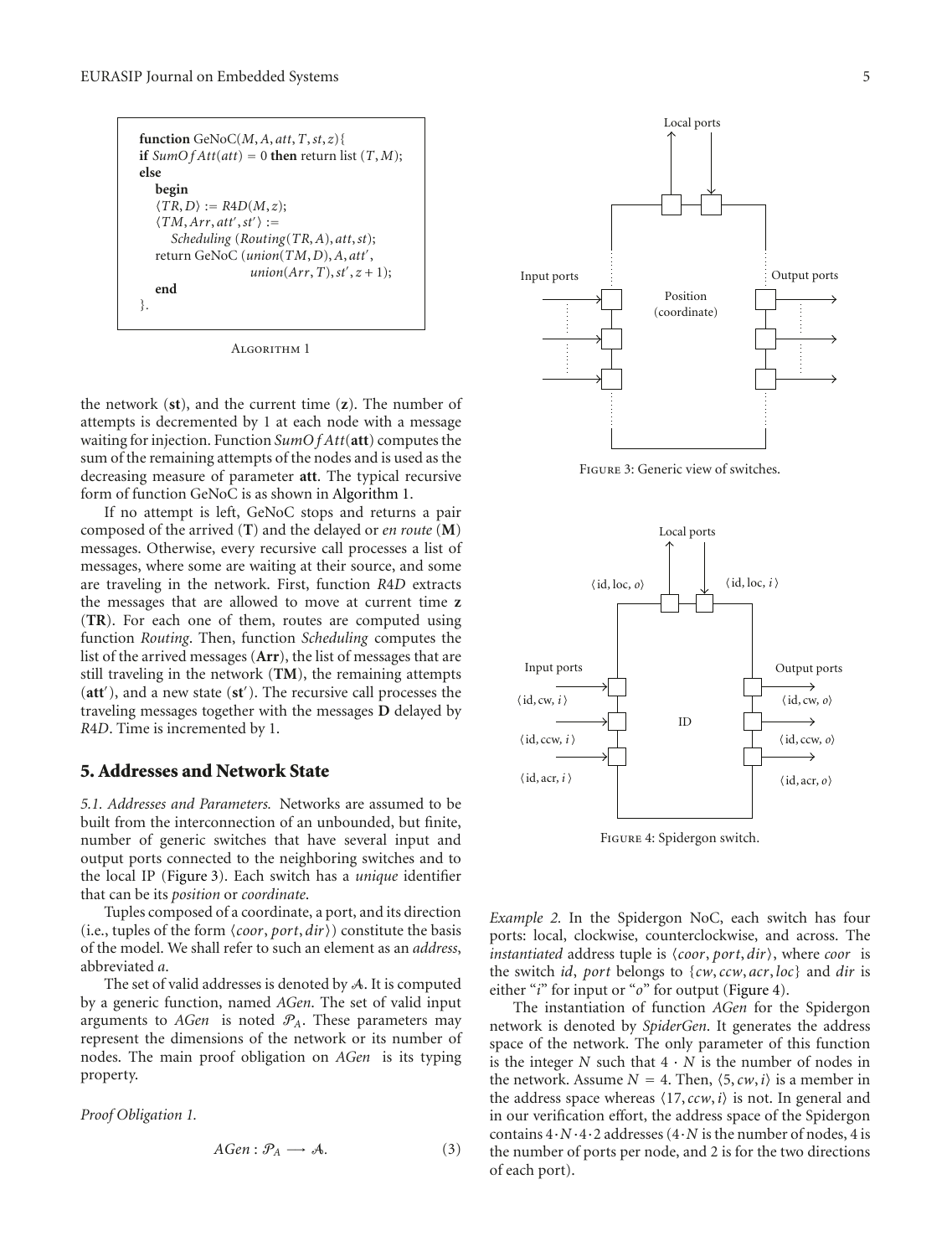```
function GeNoC(M, A, att, T, st, z){
if SumOfAtt(att) = 0 then return list (T, M);
else
   begin
   ⟨TR, D⟩ := R4D(M, z);
   ⟨TM, Arr, att′, st′⟩ :=
      Scheduling (Routing(TR, A), att, st);
   return GeNoC (union(TM, D), A, att′,
                  union(Arr, T), st′, z + 1);
   end
}.
```

Algorithm 1

the network (**st**), and the current time (**z**). The number of attempts is decremented by 1 at each node with a message waiting for injection. Function *SumOfAtt*(**att**) computes the sum of the remaining attempts of the nodes and is used as the decreasing measure of parameter **att**. The typical recursive form of function GeNoC is as shown in Algorithm 1.

If no attempt is left, GeNoC stops and returns a pair composed of the arrived (**T**) and the delayed or *en route* (**M**) messages. Otherwise, every recursive call processes a list of messages, where some are waiting at their source, and some are traveling in the network. First, function *R4D* extracts the messages that are allowed to move at current time **z** (**TR**). For each one of them, routes are computed using function *Routing*. Then, function *Scheduling* computes the list of the arrived messages (**Arr**), the list of messages that are still traveling in the network (**TM**), the remaining attempts (**att′**), and a new state (**st′**). The recursive call processes the traveling messages together with the messages **D** delayed by *R4D*. Time is incremented by 1.

## 5. Addresses and Network State

*5.1. Addresses and Parameters.* Networks are assumed to be built from the interconnection of an unbounded, but finite, number of generic switches that have several input and output ports connected to the neighboring switches and to the local IP (Figure 3). Each switch has a *unique* identifier that can be its *position* or *coordinate*.

Tuples composed of a coordinate, a port, and its direction (i.e., tuples of the form $\langle coor, port, dir\rangle$) constitute the basis of the model. We shall refer to such an element as an *address*, abbreviated *a*.

The set of valid addresses is denoted by $\mathcal{A}$. It is computed by a generic function, named *AGen*. The set of valid input arguments to *AGen* is noted $\mathcal{P}_A$. These parameters may represent the dimensions of the network or its number of nodes. The main proof obligation on *AGen* is its typing property.

*Proof Obligation 1.*

$$AGen : \mathcal{P}_A \longrightarrow \mathcal{A}. \tag{3}$$

Figure 3: Generic view of switches.

Figure 4: Spidergon switch.

*Example 2.* In the Spidergon NoC, each switch has four ports: local, clockwise, counterclockwise, and across. The *instantiated* address tuple is $\langle coor, port, dir\rangle$, where *coor* is the switch *id*, *port* belongs to $\{cw, ccw, acr, loc\}$ and *dir* is either "*i*" for input or "*o*" for output (Figure 4).

The instantiation of function *AGen* for the Spidergon network is denoted by *SpiderGen*. It generates the address space of the network. The only parameter of this function is the integer $N$ such that $4 \cdot N$ is the number of nodes in the network. Assume $N = 4$. Then, $\langle 5, cw, i\rangle$ is a member in the address space whereas $\langle 17, ccw, i\rangle$ is not. In general and in our verification effort, the address space of the Spidergon contains $4 \cdot N \cdot 4 \cdot 2$ addresses ($4 \cdot N$ is the number of nodes, 4 is the number of ports per node, and 2 is for the two directions of each port).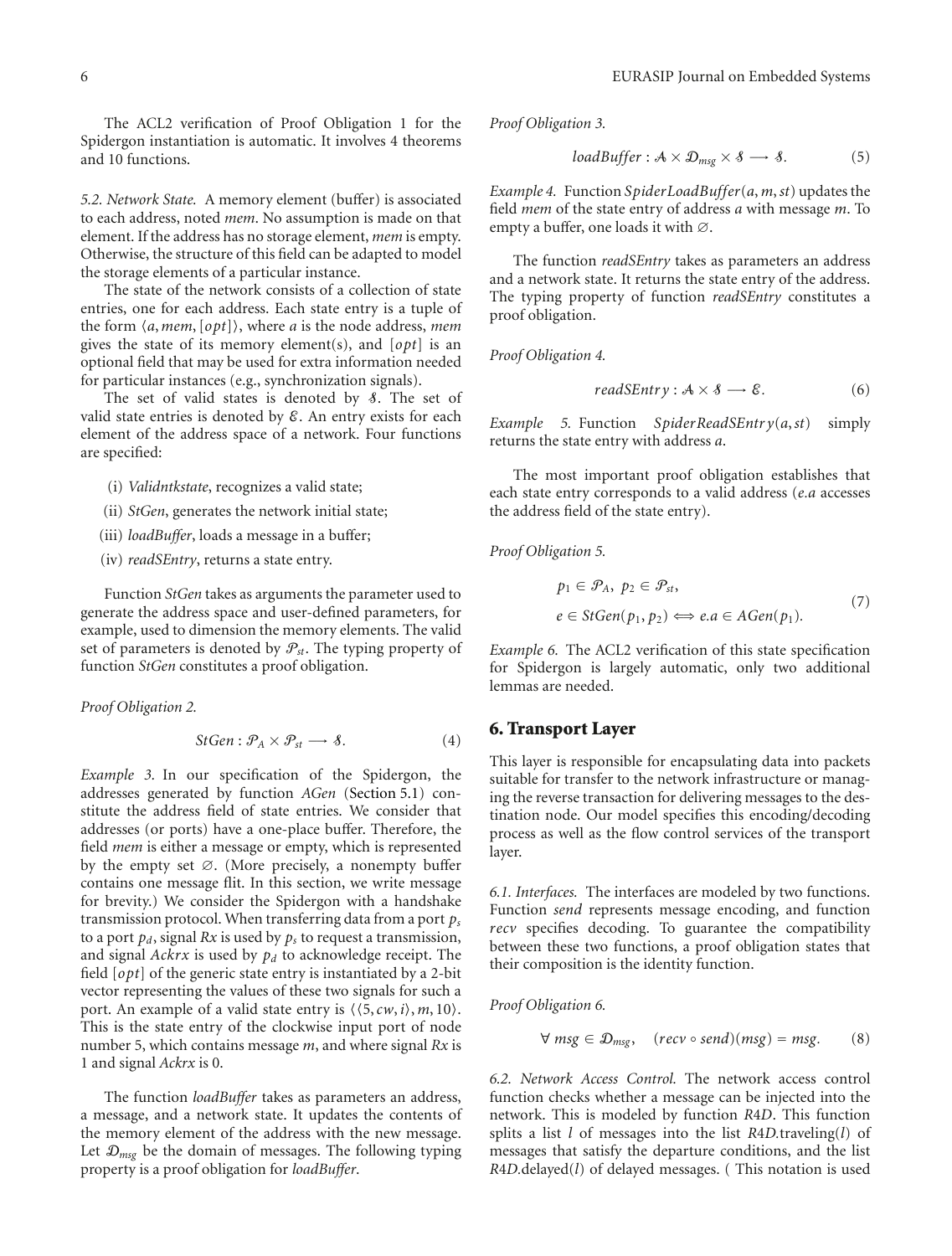The ACL2 verification of Proof Obligation 1 for the Spidergon instantiation is automatic. It involves 4 theorems and 10 functions.

*5.2. Network State.* A memory element (buffer) is associated to each address, noted *mem*. No assumption is made on that element. If the address has no storage element, *mem* is empty. Otherwise, the structure of this field can be adapted to model the storage elements of a particular instance.

The state of the network consists of a collection of state entries, one for each address. Each state entry is a tuple of the form $\langle a, mem, [opt] \rangle$, where $a$ is the node address, *mem* gives the state of its memory element(s), and $[opt]$ is an optional field that may be used for extra information needed for particular instances (e.g., synchronization signals).

The set of valid states is denoted by $\mathcal{S}$. The set of valid state entries is denoted by $\mathcal{E}$. An entry exists for each element of the address space of a network. Four functions are specified:

(i) *Validntkstate*, recognizes a valid state;

(ii) *StGen*, generates the network initial state;

(iii) *loadBuffer*, loads a message in a buffer;

(iv) *readSEntry*, returns a state entry.

Function *StGen* takes as arguments the parameter used to generate the address space and user-defined parameters, for example, used to dimension the memory elements. The valid set of parameters is denoted by $\mathcal{P}_{st}$. The typing property of function *StGen* constitutes a proof obligation.

*Proof Obligation 2.*

$$StGen : \mathcal{P}_A \times \mathcal{P}_{st} \longrightarrow \mathcal{S}. \tag{4}$$

*Example 3.* In our specification of the Spidergon, the addresses generated by function *AGen* (Section 5.1) constitute the address field of state entries. We consider that addresses (or ports) have a one-place buffer. Therefore, the field *mem* is either a message or empty, which is represented by the empty set $\emptyset$. (More precisely, a nonempty buffer contains one message flit. In this section, we write message for brevity.) We consider the Spidergon with a handshake transmission protocol. When transferring data from a port $p_s$ to a port $p_d$, signal *Rx* is used by $p_s$ to request a transmission, and signal *Ackrx* is used by $p_d$ to acknowledge receipt. The field $[opt]$ of the generic state entry is instantiated by a 2-bit vector representing the values of these two signals for such a port. An example of a valid state entry is $\langle\langle 5, cw, i\rangle, m, 10\rangle$. This is the state entry of the clockwise input port of node number 5, which contains message $m$, and where signal *Rx* is 1 and signal *Ackrx* is 0.

The function *loadBuffer* takes as parameters an address, a message, and a network state. It updates the contents of the memory element of the address with the new message. Let $\mathcal{D}_{msg}$ be the domain of messages. The following typing property is a proof obligation for *loadBuffer*.

*Proof Obligation 3.*

$$loadBuffer : \mathcal{A} \times \mathcal{D}_{msg} \times \mathcal{S} \longrightarrow \mathcal{S}. \tag{5}$$

*Example 4.* Function $SpiderLoadBuffer(a, m, st)$ updates the field *mem* of the state entry of address $a$ with message $m$. To empty a buffer, one loads it with $\emptyset$.

The function *readSEntry* takes as parameters an address and a network state. It returns the state entry of the address. The typing property of function *readSEntry* constitutes a proof obligation.

*Proof Obligation 4.*

$$readSEntry : \mathcal{A} \times \mathcal{S} \longrightarrow \mathcal{E}. \tag{6}$$

*Example 5.* Function $SpiderReadSEntry(a, st)$ simply returns the state entry with address $a$.

The most important proof obligation establishes that each state entry corresponds to a valid address (*e.a* accesses the address field of the state entry).

*Proof Obligation 5.*

$$\begin{gathered} p_1 \in \mathcal{P}_A,\ p_2 \in \mathcal{P}_{st}, \\ e \in StGen(p_1, p_2) \Longleftrightarrow e.a \in AGen(p_1). \end{gathered} \tag{7}$$

*Example 6.* The ACL2 verification of this state specification for Spidergon is largely automatic, only two additional lemmas are needed.

## 6. Transport Layer

This layer is responsible for encapsulating data into packets suitable for transfer to the network infrastructure or managing the reverse transaction for delivering messages to the destination node. Our model specifies this encoding/decoding process as well as the flow control services of the transport layer.

*6.1. Interfaces.* The interfaces are modeled by two functions. Function *send* represents message encoding, and function *recv* specifies decoding. To guarantee the compatibility between these two functions, a proof obligation states that their composition is the identity function.

*Proof Obligation 6.*

$$\forall\ msg \in \mathcal{D}_{msg}, \quad (recv \circ send)(msg) = msg. \tag{8}$$

*6.2. Network Access Control.* The network access control function checks whether a message can be injected into the network. This is modeled by function *R4D*. This function splits a list $l$ of messages into the list *R4D*.traveling($l$) of messages that satisfy the departure conditions, and the list *R4D*.delayed($l$) of delayed messages. ( This notation is used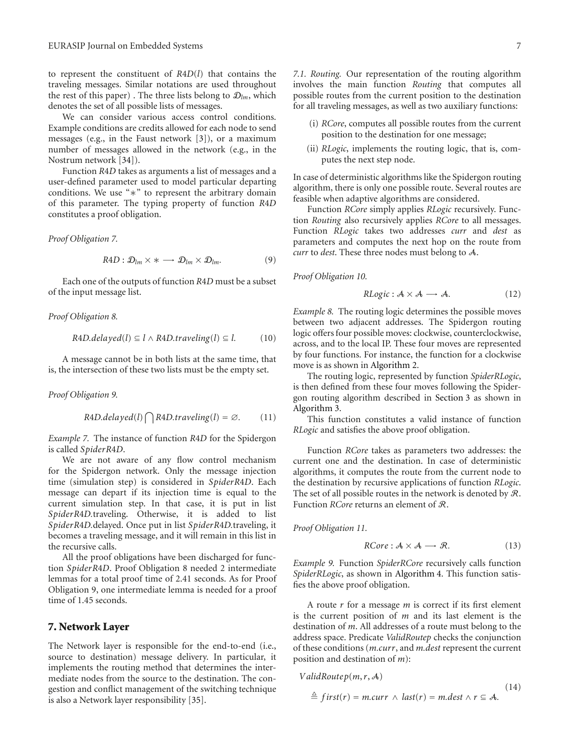to represent the constituent of $R4D(l)$ that contains the traveling messages. Similar notations are used throughout the rest of this paper) . The three lists belong to $\mathcal{D}_{lm}$, which denotes the set of all possible lists of messages.

We can consider various access control conditions. Example conditions are credits allowed for each node to send messages (e.g., in the Faust network [3]), or a maximum number of messages allowed in the network (e.g., in the Nostrum network [34]).

Function *R4D* takes as arguments a list of messages and a user-defined parameter used to model particular departing conditions. We use "$*$" to represent the arbitrary domain of this parameter. The typing property of function *R4D* constitutes a proof obligation.

*Proof Obligation 7.*

$$R4D : \mathcal{D}_{lm} \times * \longrightarrow \mathcal{D}_{lm} \times \mathcal{D}_{lm}. \tag{9}$$

Each one of the outputs of function *R4D* must be a subset of the input message list.

*Proof Obligation 8.*

$$R4D.delayed(l) \subseteq l \wedge R4D.traveling(l) \subseteq l. \tag{10}$$

A message cannot be in both lists at the same time, that is, the intersection of these two lists must be the empty set.

*Proof Obligation 9.*

$$R4D.delayed(l) \bigcap R4D.traveling(l) = \varnothing. \tag{11}$$

*Example 7.* The instance of function *R4D* for the Spidergon is called *SpiderR4D*.

We are not aware of any flow control mechanism for the Spidergon network. Only the message injection time (simulation step) is considered in *SpiderR4D*. Each message can depart if its injection time is equal to the current simulation step. In that case, it is put in list *SpiderR4D*.traveling. Otherwise, it is added to list *SpiderR4D*.delayed. Once put in list *SpiderR4D*.traveling, it becomes a traveling message, and it will remain in this list in the recursive calls.

All the proof obligations have been discharged for function *SpiderR4D*. Proof Obligation 8 needed 2 intermediate lemmas for a total proof time of 2.41 seconds. As for Proof Obligation 9, one intermediate lemma is needed for a proof time of 1.45 seconds.

## 7. Network Layer

The Network layer is responsible for the end-to-end (i.e., source to destination) message delivery. In particular, it implements the routing method that determines the intermediate nodes from the source to the destination. The congestion and conflict management of the switching technique is also a Network layer responsibility [35].

*7.1. Routing.* Our representation of the routing algorithm involves the main function *Routing* that computes all possible routes from the current position to the destination for all traveling messages, as well as two auxiliary functions:

(i) *RCore*, computes all possible routes from the current position to the destination for one message;

(ii) *RLogic*, implements the routing logic, that is, computes the next step node.

In case of deterministic algorithms like the Spidergon routing algorithm, there is only one possible route. Several routes are feasible when adaptive algorithms are considered.

Function *RCore* simply applies *RLogic* recursively. Function *Routing* also recursively applies *RCore* to all messages. Function *RLogic* takes two addresses *curr* and *dest* as parameters and computes the next hop on the route from *curr* to *dest*. These three nodes must belong to $\mathcal{A}$.

*Proof Obligation 10.*

$$RLogic : \mathcal{A} \times \mathcal{A} \longrightarrow \mathcal{A}. \tag{12}$$

*Example 8.* The routing logic determines the possible moves between two adjacent addresses. The Spidergon routing logic offers four possible moves: clockwise, counterclockwise, across, and to the local IP. These four moves are represented by four functions. For instance, the function for a clockwise move is as shown in Algorithm 2.

The routing logic, represented by function *SpiderRLogic*, is then defined from these four moves following the Spidergon routing algorithm described in Section 3 as shown in Algorithm 3.

This function constitutes a valid instance of function *RLogic* and satisfies the above proof obligation.

Function *RCore* takes as parameters two addresses: the current one and the destination. In case of deterministic algorithms, it computes the route from the current node to the destination by recursive applications of function *RLogic*. The set of all possible routes in the network is denoted by $\mathcal{R}$. Function *RCore* returns an element of $\mathcal{R}$.

*Proof Obligation 11.*

$$RCore : \mathcal{A} \times \mathcal{A} \longrightarrow \mathcal{R}. \tag{13}$$

*Example 9.* Function *SpiderRCore* recursively calls function *SpiderRLogic*, as shown in Algorithm 4. This function satisfies the above proof obligation.

A route $r$ for a message $m$ is correct if its first element is the current position of $m$ and its last element is the destination of $m$. All addresses of a route must belong to the address space. Predicate *ValidRoutep* checks the conjunction of these conditions (*m.curr*, and *m.dest* represent the current position and destination of $m$):

$$\begin{aligned} &ValidRoutep(m, r, \mathcal{A}) \\ &\quad \triangleq first(r) = m.curr \wedge last(r) = m.dest \wedge r \subseteq \mathcal{A}. \end{aligned} \tag{14}$$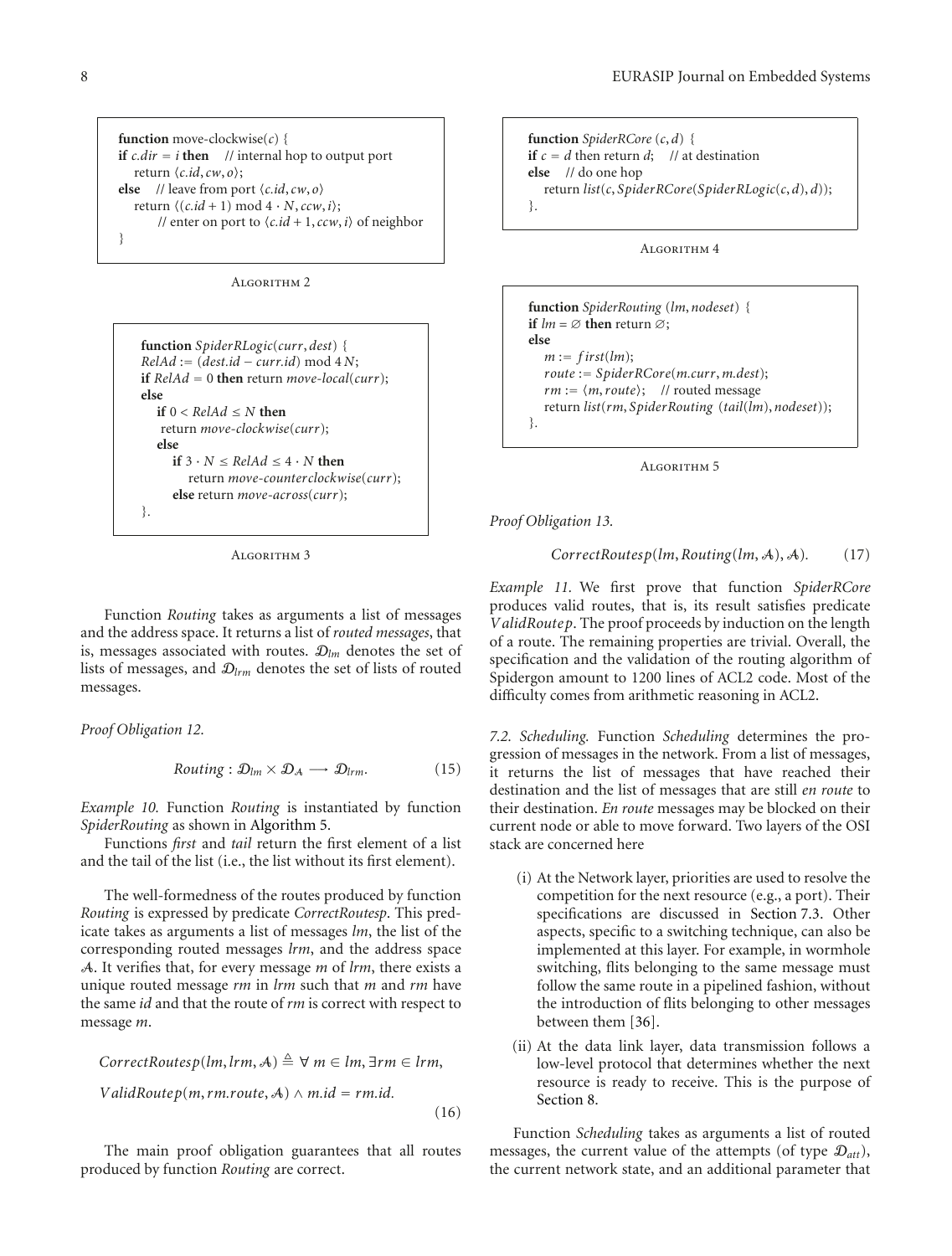```
function move-clockwise(c) {
if c.dir = i then    // internal hop to output port
    return ⟨c.id, cw, o⟩;
else    // leave from port ⟨c.id, cw, o⟩
    return ⟨(c.id + 1) mod 4 · N, ccw, i⟩;
        // enter on port to ⟨c.id + 1, ccw, i⟩ of neighbor
}
```

Algorithm 2

```
function SpiderRLogic(curr, dest) {
RelAd := (dest.id − curr.id) mod 4N;
if RelAd = 0 then return move-local(curr);
else
    if 0 < RelAd ≤ N then
     return move-clockwise(curr);
    else
        if 3 · N ≤ RelAd ≤ 4 · N then
            return move-counterclockwise(curr);
        else return move-across(curr);
}.
```

Algorithm 3

Function *Routing* takes as arguments a list of messages and the address space. It returns a list of *routed messages*, that is, messages associated with routes. $\mathcal{D}_{lm}$ denotes the set of lists of messages, and $\mathcal{D}_{lrm}$ denotes the set of lists of routed messages.

*Proof Obligation 12.*

$$Routing : \mathcal{D}_{lm} \times \mathcal{D}_{\mathcal{A}} \longrightarrow \mathcal{D}_{lrm}. \tag{15}$$

*Example 10.* Function *Routing* is instantiated by function *SpiderRouting* as shown in Algorithm 5.

Functions *first* and *tail* return the first element of a list and the tail of the list (i.e., the list without its first element).

The well-formedness of the routes produced by function *Routing* is expressed by predicate *CorrectRoutesp*. This predicate takes as arguments a list of messages *lm*, the list of the corresponding routed messages *lrm*, and the address space $\mathcal{A}$. It verifies that, for every message *m* of *lrm*, there exists a unique routed message *rm* in *lrm* such that *m* and *rm* have the same *id* and that the route of *rm* is correct with respect to message *m*.

$$CorrectRoutesp(lm, lrm, \mathcal{A}) \triangleq \forall\, m \in lm, \exists rm \in lrm,$$
$$ValidRoutep(m, rm.route, \mathcal{A}) \wedge m.id = rm.id. \tag{16}$$

The main proof obligation guarantees that all routes produced by function *Routing* are correct.

```
function SpiderRCore (c, d) {
if c = d then return d;    // at destination
else    // do one hop
    return list(c, SpiderRCore(SpiderRLogic(c, d), d));
}.
```

Algorithm 4

```
function SpiderRouting (lm, nodeset) {
if lm = ∅ then return ∅;
else
    m := first(lm);
    route := SpiderRCore(m.curr, m.dest);
    rm := ⟨m, route⟩;    // routed message
    return list(rm, SpiderRouting (tail(lm), nodeset));
}.
```

Algorithm 5

*Proof Obligation 13.*

$$CorrectRoutesp(lm, Routing(lm, \mathcal{A}), \mathcal{A}). \tag{17}$$

*Example 11.* We first prove that function *SpiderRCore* produces valid routes, that is, its result satisfies predicate *ValidRoutep*. The proof proceeds by induction on the length of a route. The remaining properties are trivial. Overall, the specification and the validation of the routing algorithm of Spidergon amount to 1200 lines of ACL2 code. Most of the difficulty comes from arithmetic reasoning in ACL2.

*7.2. Scheduling.* Function *Scheduling* determines the progression of messages in the network. From a list of messages, it returns the list of messages that have reached their destination and the list of messages that are still *en route* to their destination. *En route* messages may be blocked on their current node or able to move forward. Two layers of the OSI stack are concerned here

(i) At the Network layer, priorities are used to resolve the competition for the next resource (e.g., a port). Their specifications are discussed in Section 7.3. Other aspects, specific to a switching technique, can also be implemented at this layer. For example, in wormhole switching, flits belonging to the same message must follow the same route in a pipelined fashion, without the introduction of flits belonging to other messages between them [36].

(ii) At the data link layer, data transmission follows a low-level protocol that determines whether the next resource is ready to receive. This is the purpose of Section 8.

Function *Scheduling* takes as arguments a list of routed messages, the current value of the attempts (of type $\mathcal{D}_{att}$), the current network state, and an additional parameter that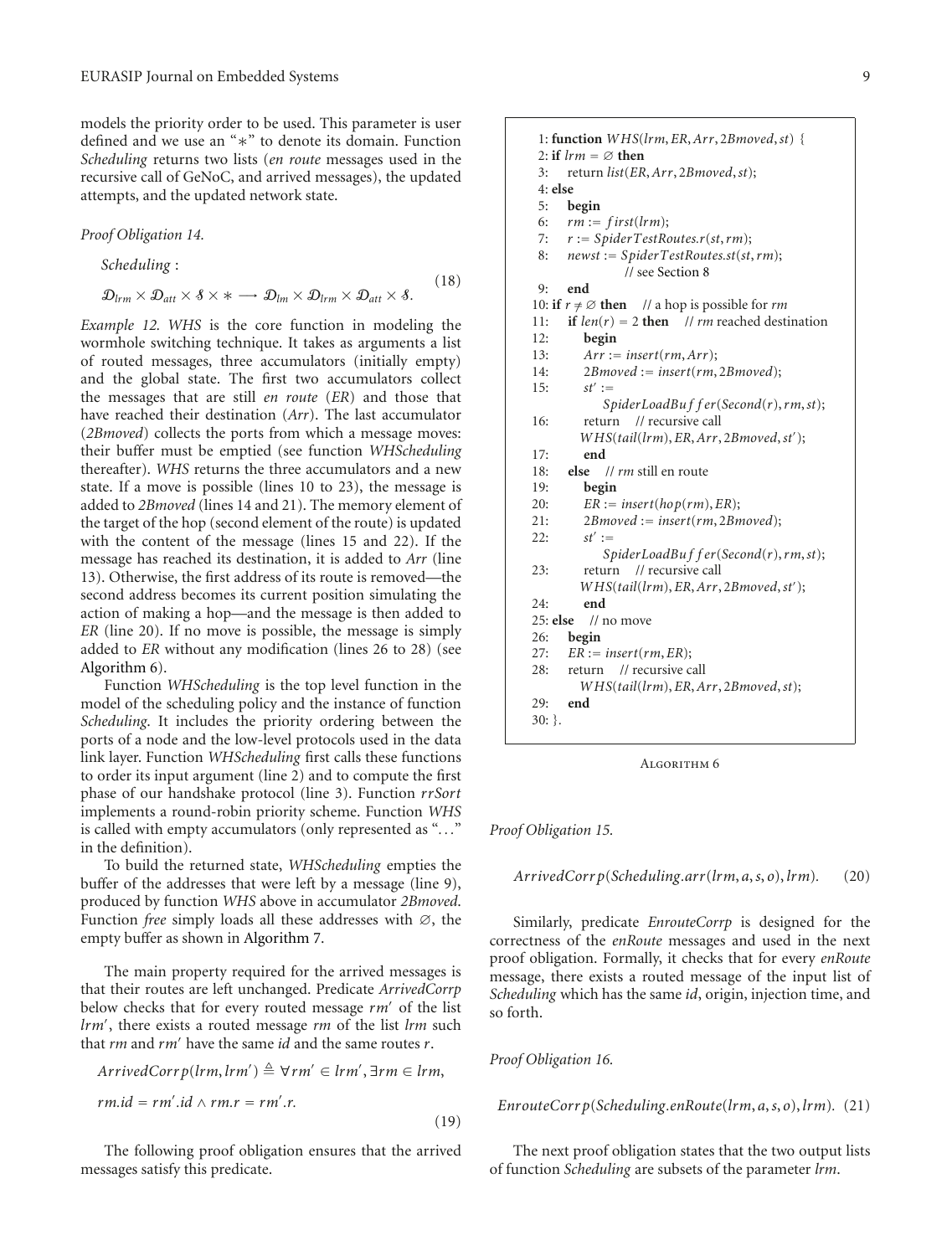models the priority order to be used. This parameter is user defined and we use an "∗" to denote its domain. Function *Scheduling* returns two lists (*en route* messages used in the recursive call of GeNoC, and arrived messages), the updated attempts, and the updated network state.

*Proof Obligation 14.*

$$\textit{Scheduling}: \mathcal{D}_{lrm} \times \mathcal{D}_{att} \times \mathcal{S} \times * \longrightarrow \mathcal{D}_{lm} \times \mathcal{D}_{lrm} \times \mathcal{D}_{att} \times \mathcal{S}. \tag{18}$$

*Example 12.* *WHS* is the core function in modeling the wormhole switching technique. It takes as arguments a list of routed messages, three accumulators (initially empty) and the global state. The first two accumulators collect the messages that are still *en route* (*ER*) and those that have reached their destination (*Arr*). The last accumulator (*2Bmoved*) collects the ports from which a message moves: their buffer must be emptied (see function *WHScheduling* thereafter). *WHS* returns the three accumulators and a new state. If a move is possible (lines 10 to 23), the message is added to *2Bmoved* (lines 14 and 21). The memory element of the target of the hop (second element of the route) is updated with the content of the message (lines 15 and 22). If the message has reached its destination, it is added to *Arr* (line 13). Otherwise, the first address of its route is removed—the second address becomes its current position simulating the action of making a hop—and the message is then added to *ER* (line 20). If no move is possible, the message is simply added to *ER* without any modification (lines 26 to 28) (see Algorithm 6).

Function *WHScheduling* is the top level function in the model of the scheduling policy and the instance of function *Scheduling*. It includes the priority ordering between the ports of a node and the low-level protocols used in the data link layer. Function *WHScheduling* first calls these functions to order its input argument (line 2) and to compute the first phase of our handshake protocol (line 3). Function *rrSort* implements a round-robin priority scheme. Function *WHS* is called with empty accumulators (only represented as "..." in the definition).

To build the returned state, *WHScheduling* empties the buffer of the addresses that were left by a message (line 9), produced by function *WHS* above in accumulator *2Bmoved*. Function *free* simply loads all these addresses with ∅, the empty buffer as shown in Algorithm 7.

The main property required for the arrived messages is that their routes are left unchanged. Predicate *ArrivedCorrp* below checks that for every routed message $rm'$ of the list $lrm'$, there exists a routed message $rm$ of the list $lrm$ such that $rm$ and $rm'$ have the same *id* and the same routes $r$.

$$\begin{aligned} &ArrivedCorrp(lrm, lrm') \triangleq \forall rm' \in lrm', \exists rm \in lrm, \\ &rm.id = rm'.id \wedge rm.r = rm'.r. \end{aligned} \tag{19}$$

The following proof obligation ensures that the arrived messages satisfy this predicate.

```
1: function WHS(lrm, ER, Arr, 2Bmoved, st) {
2: if lrm = ∅ then
3:    return list(ER, Arr, 2Bmoved, st);
4: else
5:   begin
6:    rm := first(lrm);
7:    r := SpiderTestRoutes.r(st, rm);
8:    newst := SpiderTestRoutes.st(st, rm);
              // see Section 8
9:   end
10: if r ≠ ∅ then    // a hop is possible for rm
11:   if len(r) = 2 then    // rm reached destination
12:      begin
13:       Arr := insert(rm, Arr);
14:       2Bmoved := insert(rm, 2Bmoved);
15:       st' :=
            SpiderLoadBuffer(Second(r), rm, st);
16:       return   // recursive call
          WHS(tail(lrm), ER, Arr, 2Bmoved, st');
17:      end
18:   else   // rm still en route
19:      begin
20:       ER := insert(hop(rm), ER);
21:       2Bmoved := insert(rm, 2Bmoved);
22:       st' :=
            SpiderLoadBuffer(Second(r), rm, st);
23:       return   // recursive call
          WHS(tail(lrm), ER, Arr, 2Bmoved, st');
24:      end
25: else   // no move
26:   begin
27:    ER := insert(rm, ER);
28:    return   // recursive call
         WHS(tail(lrm), ER, Arr, 2Bmoved, st);
29:   end
30: }.
```

Algorithm 6

*Proof Obligation 15.*

$$ArrivedCorrp(Scheduling.arr(lrm, a, s, o), lrm). \tag{20}$$

Similarly, predicate *EnrouteCorrp* is designed for the correctness of the *enRoute* messages and used in the next proof obligation. Formally, it checks that for every *enRoute* message, there exists a routed message of the input list of *Scheduling* which has the same *id*, origin, injection time, and so forth.

*Proof Obligation 16.*

$$EnrouteCorrp(Scheduling.enRoute(lrm, a, s, o), lrm). \tag{21}$$

The next proof obligation states that the two output lists of function *Scheduling* are subsets of the parameter *lrm*.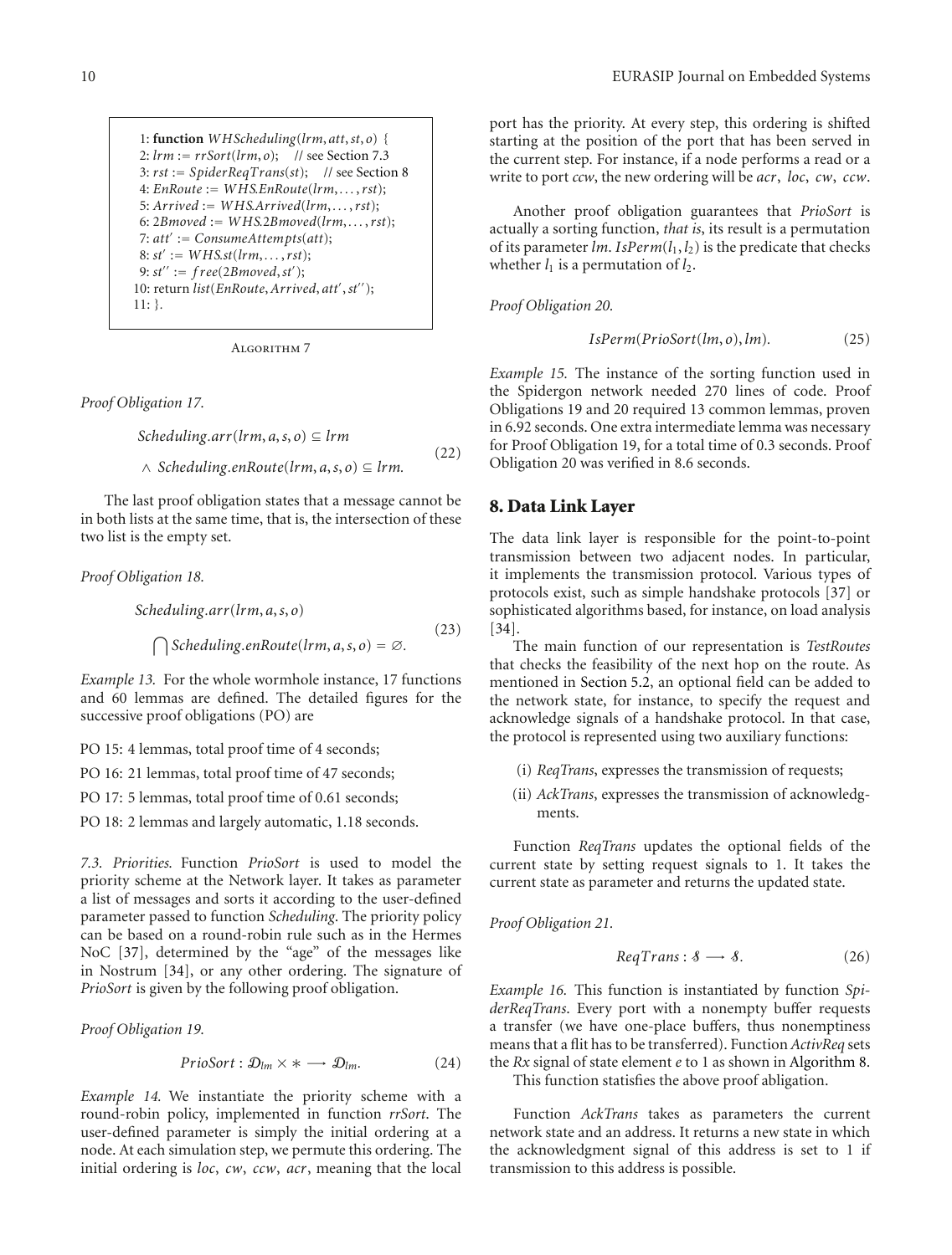```
1: function WHScheduling(lrm, att, st, o) {
2: lrm := rrSort(lrm, o);    // see Section 7.3
3: rst := SpiderReqTrans(st);    // see Section 8
4: EnRoute := WHS.EnRoute(lrm, . . . , rst);
5: Arrived := WHS.Arrived(lrm, . . . , rst);
6: 2Bmoved := WHS.2Bmoved(lrm, . . . , rst);
7: att' := ConsumeAttempts(att);
8: st' := WHS.st(lrm, . . . , rst);
9: st'' := free(2Bmoved, st');
10: return list(EnRoute, Arrived, att', st'');
11: }.
```

Algorithm 7

*Proof Obligation 17.*

$$Scheduling.arr(lrm, a, s, o) \subseteq lrm \wedge Scheduling.enRoute(lrm, a, s, o) \subseteq lrm. \tag{22}$$

The last proof obligation states that a message cannot be in both lists at the same time, that is, the intersection of these two list is the empty set.

*Proof Obligation 18.*

$$Scheduling.arr(lrm, a, s, o) \bigcap Scheduling.enRoute(lrm, a, s, o) = \varnothing. \tag{23}$$

*Example 13.* For the whole wormhole instance, 17 functions and 60 lemmas are defined. The detailed figures for the successive proof obligations (PO) are

- PO 15: 4 lemmas, total proof time of 4 seconds;
- PO 16: 21 lemmas, total proof time of 47 seconds;
- PO 17: 5 lemmas, total proof time of 0.61 seconds;
- PO 18: 2 lemmas and largely automatic, 1.18 seconds.

*7.3. Priorities.* Function *PrioSort* is used to model the priority scheme at the Network layer. It takes as parameter a list of messages and sorts it according to the user-defined parameter passed to function *Scheduling*. The priority policy can be based on a round-robin rule such as in the Hermes NoC [37], determined by the "age" of the messages like in Nostrum [34], or any other ordering. The signature of *PrioSort* is given by the following proof obligation.

*Proof Obligation 19.*

$$PrioSort : \mathcal{D}_{lm} \times * \longrightarrow \mathcal{D}_{lm}. \tag{24}$$

*Example 14.* We instantiate the priority scheme with a round-robin policy, implemented in function *rrSort*. The user-defined parameter is simply the initial ordering at a node. At each simulation step, we permute this ordering. The initial ordering is *loc*, *cw*, *ccw*, *acr*, meaning that the local port has the priority. At every step, this ordering is shifted starting at the position of the port that has been served in the current step. For instance, if a node performs a read or a write to port *ccw*, the new ordering will be *acr*, *loc*, *cw*, *ccw*.

Another proof obligation guarantees that *PrioSort* is actually a sorting function, *that is*, its result is a permutation of its parameter *lm*. $IsPerm(l_1, l_2)$ is the predicate that checks whether $l_1$ is a permutation of $l_2$.

*Proof Obligation 20.*

$$IsPerm(PrioSort(lm, o), lm). \tag{25}$$

*Example 15.* The instance of the sorting function used in the Spidergon network needed 270 lines of code. Proof Obligations 19 and 20 required 13 common lemmas, proven in 6.92 seconds. One extra intermediate lemma was necessary for Proof Obligation 19, for a total time of 0.3 seconds. Proof Obligation 20 was verified in 8.6 seconds.

## 8. Data Link Layer

The data link layer is responsible for the point-to-point transmission between two adjacent nodes. In particular, it implements the transmission protocol. Various types of protocols exist, such as simple handshake protocols [37] or sophisticated algorithms based, for instance, on load analysis [34].

The main function of our representation is *TestRoutes* that checks the feasibility of the next hop on the route. As mentioned in Section 5.2, an optional field can be added to the network state, for instance, to specify the request and acknowledge signals of a handshake protocol. In that case, the protocol is represented using two auxiliary functions:

(i) *ReqTrans*, expresses the transmission of requests;

(ii) *AckTrans*, expresses the transmission of acknowledgments.

Function *ReqTrans* updates the optional fields of the current state by setting request signals to 1. It takes the current state as parameter and returns the updated state.

*Proof Obligation 21.*

$$ReqTrans : \mathcal{S} \longrightarrow \mathcal{S}. \tag{26}$$

*Example 16.* This function is instantiated by function *SpiderReqTrans*. Every port with a nonempty buffer requests a transfer (we have one-place buffers, thus nonemptiness means that a flit has to be transferred). Function *ActivReq* sets the *Rx* signal of state element *e* to 1 as shown in Algorithm 8.

This function statisfies the above proof abligation.

Function *AckTrans* takes as parameters the current network state and an address. It returns a new state in which the acknowledgment signal of this address is set to 1 if transmission to this address is possible.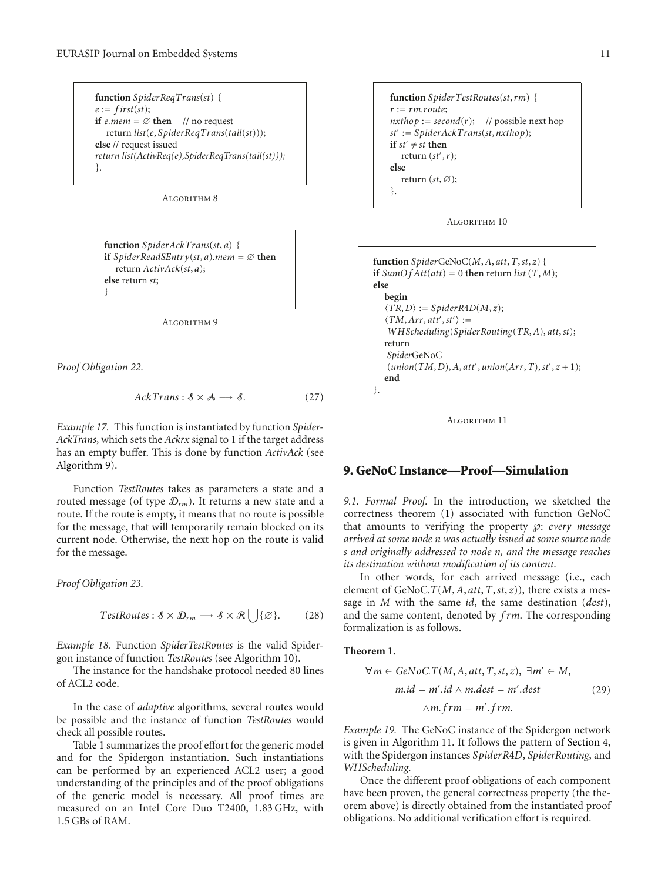```
function SpiderReqTrans(st) {
e := first(st);
if e.mem = ∅ then    // no request
    return list(e, SpiderReqTrans(tail(st)));
else // request issued
return list(ActivReq(e),SpiderReqTrans(tail(st)));
}.
```

Algorithm 8

```
function SpiderAckTrans(st, a) {
if SpiderReadSEntry(st, a).mem = ∅ then
    return ActivAck(st, a);
else return st;
}
```

Algorithm 9

*Proof Obligation 22.*

$$AckTrans : \mathcal{S} \times \mathcal{A} \longrightarrow \mathcal{S}. \tag{27}$$

*Example 17.* This function is instantiated by function *SpiderAckTrans*, which sets the *Ackrx* signal to 1 if the target address has an empty buffer. This is done by function *ActivAck* (see Algorithm 9).

Function *TestRoutes* takes as parameters a state and a routed message (of type $\mathcal{D}_{rm}$). It returns a new state and a route. If the route is empty, it means that no route is possible for the message, that will temporarily remain blocked on its current node. Otherwise, the next hop on the route is valid for the message.

*Proof Obligation 23.*

$$TestRoutes : \mathcal{S} \times \mathcal{D}_{rm} \longrightarrow \mathcal{S} \times \mathcal{R} \bigcup \{\emptyset\}. \tag{28}$$

*Example 18.* Function *SpiderTestRoutes* is the valid Spidergon instance of function *TestRoutes* (see Algorithm 10).

The instance for the handshake protocol needed 80 lines of ACL2 code.

In the case of *adaptive* algorithms, several routes would be possible and the instance of function *TestRoutes* would check all possible routes.

Table 1 summarizes the proof effort for the generic model and for the Spidergon instantiation. Such instantiations can be performed by an experienced ACL2 user; a good understanding of the principles and of the proof obligations of the generic model is necessary. All proof times are measured on an Intel Core Duo T2400, 1.83 GHz, with 1.5 GBs of RAM.

```
function SpiderTestRoutes(st, rm) {
r := rm.route;
nxthop := second(r);    // possible next hop
st' := SpiderAckTrans(st, nxthop);
if st' ≠ st then
    return (st', r);
else
    return (st, ∅);
}.
```

Algorithm 10

```
function SpiderGeNoC(M, A, att, T, st, z) {
if SumOfAtt(att) = 0 then return list (T, M);
else
    begin
    ⟨TR, D⟩ := SpiderR4D(M, z);
    ⟨TM, Arr, att', st'⟩ :=
     WHScheduling(SpiderRouting(TR, A), att, st);
    return
     SpiderGeNoC
     (union(TM, D), A, att', union(Arr, T), st', z + 1);
    end
}.
```

Algorithm 11

## 9. GeNoC Instance—Proof—Simulation

*9.1. Formal Proof.* In the introduction, we sketched the correctness theorem (1) associated with function GeNoC that amounts to verifying the property $\wp$: *every message arrived at some node n was actually issued at some source node s and originally addressed to node n, and the message reaches its destination without modification of its content.*

In other words, for each arrived message (i.e., each element of GeNoC.$T(M, A, att, T, st, z)$), there exists a message in $M$ with the same *id*, the same destination (*dest*), and the same content, denoted by *frm*. The corresponding formalization is as follows.

**Theorem 1.**

$$\begin{aligned}\forall m \in GeNoC.T(M, A, att, T, st, z),\ \exists m' \in M,\\ m.id = m'.id \wedge m.dest = m'.dest\\ \wedge m.frm = m'.frm.\end{aligned} \tag{29}$$

*Example 19.* The GeNoC instance of the Spidergon network is given in Algorithm 11. It follows the pattern of Section 4, with the Spidergon instances *SpiderR4D*, *SpiderRouting*, and *WHScheduling*.

Once the different proof obligations of each component have been proven, the general correctness property (the theorem above) is directly obtained from the instantiated proof obligations. No additional verification effort is required.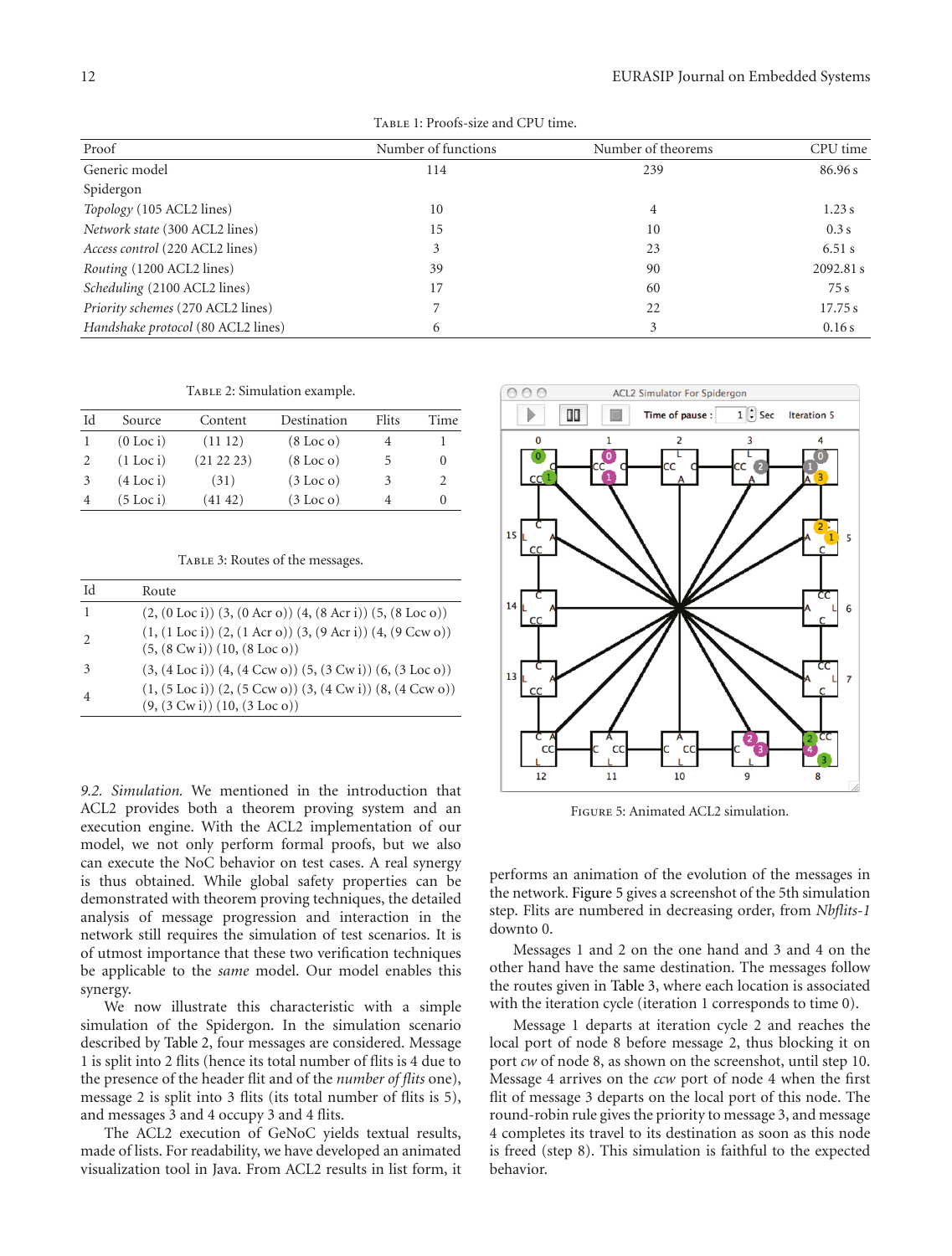Table 1: Proofs-size and CPU time.

| Proof | Number of functions | Number of theorems | CPU time |
|---|---|---|---|
| Generic model | 114 | 239 | 86.96 s |
| Spidergon | | | |
| *Topology* (105 ACL2 lines) | 10 | 4 | 1.23 s |
| *Network state* (300 ACL2 lines) | 15 | 10 | 0.3 s |
| *Access control* (220 ACL2 lines) | 3 | 23 | 6.51 s |
| *Routing* (1200 ACL2 lines) | 39 | 90 | 2092.81 s |
| *Scheduling* (2100 ACL2 lines) | 17 | 60 | 75 s |
| *Priority schemes* (270 ACL2 lines) | 7 | 22 | 17.75 s |
| *Handshake protocol* (80 ACL2 lines) | 6 | 3 | 0.16 s |

Table 2: Simulation example.

| Id | Source | Content | Destination | Flits | Time |
|---|---|---|---|---|---|
| 1 | (0 Loc i) | (11 12) | (8 Loc o) | 4 | 1 |
| 2 | (1 Loc i) | (21 22 23) | (8 Loc o) | 5 | 0 |
| 3 | (4 Loc i) | (31) | (3 Loc o) | 3 | 2 |
| 4 | (5 Loc i) | (41 42) | (3 Loc o) | 4 | 0 |

Table 3: Routes of the messages.

| Id | Route |
|---|---|
| 1 | (2, (0 Loc i)) (3, (0 Acr o)) (4, (8 Acr i)) (5, (8 Loc o)) |
| 2 | (1, (1 Loc i)) (2, (1 Acr o)) (3, (9 Acr i)) (4, (9 Ccw o)) (5, (8 Cw i)) (10, (8 Loc o)) |
| 3 | (3, (4 Loc i)) (4, (4 Ccw o)) (5, (3 Cw i)) (6, (3 Loc o)) |
| 4 | (1, (5 Loc i)) (2, (5 Ccw o)) (3, (4 Cw i)) (8, (4 Ccw o)) (9, (3 Cw i)) (10, (3 Loc o)) |

*9.2. Simulation.* We mentioned in the introduction that ACL2 provides both a theorem proving system and an execution engine. With the ACL2 implementation of our model, we not only perform formal proofs, but we also can execute the NoC behavior on test cases. A real synergy is thus obtained. While global safety properties can be demonstrated with theorem proving techniques, the detailed analysis of message progression and interaction in the network still requires the simulation of test scenarios. It is of utmost importance that these two verification techniques be applicable to the *same* model. Our model enables this synergy.

We now illustrate this characteristic with a simple simulation of the Spidergon. In the simulation scenario described by Table 2, four messages are considered. Message 1 is split into 2 flits (hence its total number of flits is 4 due to the presence of the header flit and of the *number of flits* one), message 2 is split into 3 flits (its total number of flits is 5), and messages 3 and 4 occupy 3 and 4 flits.

The ACL2 execution of GeNoC yields textual results, made of lists. For readability, we have developed an animated visualization tool in Java. From ACL2 results in list form, it performs an animation of the evolution of the messages in the network. Figure 5 gives a screenshot of the 5th simulation step. Flits are numbered in decreasing order, from *Nbflits-1* downto 0.

Figure 5: Animated ACL2 simulation.

Messages 1 and 2 on the one hand and 3 and 4 on the other hand have the same destination. The messages follow the routes given in Table 3, where each location is associated with the iteration cycle (iteration 1 corresponds to time 0).

Message 1 departs at iteration cycle 2 and reaches the local port of node 8 before message 2, thus blocking it on port *cw* of node 8, as shown on the screenshot, until step 10. Message 4 arrives on the *ccw* port of node 4 when the first flit of message 3 departs on the local port of this node. The round-robin rule gives the priority to message 3, and message 4 completes its travel to its destination as soon as this node is freed (step 8). This simulation is faithful to the expected behavior.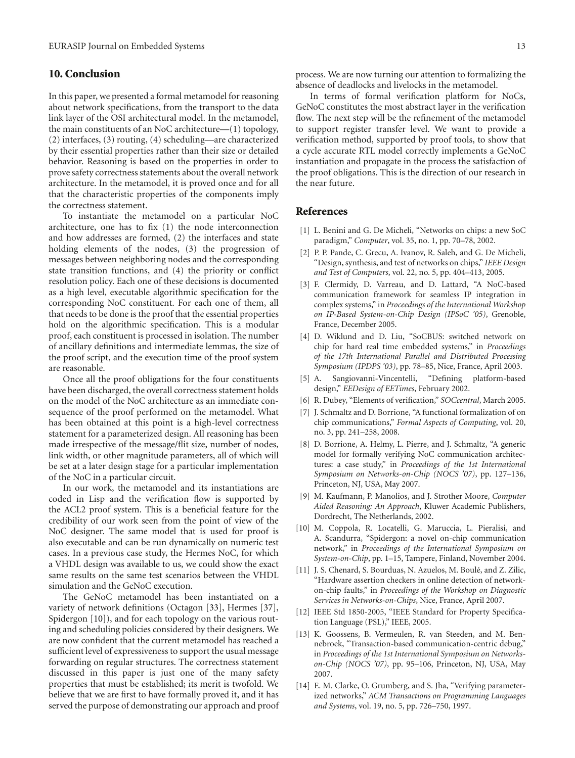## 10. Conclusion

In this paper, we presented a formal metamodel for reasoning about network specifications, from the transport to the data link layer of the OSI architectural model. In the metamodel, the main constituents of an NoC architecture—(1) topology, (2) interfaces, (3) routing, (4) scheduling—are characterized by their essential properties rather than their size or detailed behavior. Reasoning is based on the properties in order to prove safety correctness statements about the overall network architecture. In the metamodel, it is proved once and for all that the characteristic properties of the components imply the correctness statement.

To instantiate the metamodel on a particular NoC architecture, one has to fix (1) the node interconnection and how addresses are formed, (2) the interfaces and state holding elements of the nodes, (3) the progression of messages between neighboring nodes and the corresponding state transition functions, and (4) the priority or conflict resolution policy. Each one of these decisions is documented as a high level, executable algorithmic specification for the corresponding NoC constituent. For each one of them, all that needs to be done is the proof that the essential properties hold on the algorithmic specification. This is a modular proof, each constituent is processed in isolation. The number of ancillary definitions and intermediate lemmas, the size of the proof script, and the execution time of the proof system are reasonable.

Once all the proof obligations for the four constituents have been discharged, the overall correctness statement holds on the model of the NoC architecture as an immediate consequence of the proof performed on the metamodel. What has been obtained at this point is a high-level correctness statement for a parameterized design. All reasoning has been made irrespective of the message/flit size, number of nodes, link width, or other magnitude parameters, all of which will be set at a later design stage for a particular implementation of the NoC in a particular circuit.

In our work, the metamodel and its instantiations are coded in Lisp and the verification flow is supported by the ACL2 proof system. This is a beneficial feature for the credibility of our work seen from the point of view of the NoC designer. The same model that is used for proof is also executable and can be run dynamically on numeric test cases. In a previous case study, the Hermes NoC, for which a VHDL design was available to us, we could show the exact same results on the same test scenarios between the VHDL simulation and the GeNoC execution.

The GeNoC metamodel has been instantiated on a variety of network definitions (Octagon [33], Hermes [37], Spidergon [10]), and for each topology on the various routing and scheduling policies considered by their designers. We are now confident that the current metamodel has reached a sufficient level of expressiveness to support the usual message forwarding on regular structures. The correctness statement discussed in this paper is just one of the many safety properties that must be established; its merit is twofold. We believe that we are first to have formally proved it, and it has served the purpose of demonstrating our approach and proof process. We are now turning our attention to formalizing the absence of deadlocks and livelocks in the metamodel.

In terms of formal verification platform for NoCs, GeNoC constitutes the most abstract layer in the verification flow. The next step will be the refinement of the metamodel to support register transfer level. We want to provide a verification method, supported by proof tools, to show that a cycle accurate RTL model correctly implements a GeNoC instantiation and propagate in the process the satisfaction of the proof obligations. This is the direction of our research in the near future.

## References

[1] L. Benini and G. De Micheli, "Networks on chips: a new SoC paradigm," *Computer*, vol. 35, no. 1, pp. 70–78, 2002.

[2] P. P. Pande, C. Grecu, A. Ivanov, R. Saleh, and G. De Micheli, "Design, synthesis, and test of networks on chips," *IEEE Design and Test of Computers*, vol. 22, no. 5, pp. 404–413, 2005.

[3] F. Clermidy, D. Varreau, and D. Lattard, "A NoC-based communication framework for seamless IP integration in complex systems," in *Proceedings of the International Workshop on IP-Based System-on-Chip Design (IPSoC '05)*, Grenoble, France, December 2005.

[4] D. Wiklund and D. Liu, "SoCBUS: switched network on chip for hard real time embedded systems," in *Proceedings of the 17th International Parallel and Distributed Processing Symposium (IPDPS '03)*, pp. 78–85, Nice, France, April 2003.

[5] A. Sangiovanni-Vincentelli, "Defining platform-based design," *EEDesign of EETimes*, February 2002.

[6] R. Dubey, "Elements of verification," *SOCcentral*, March 2005.

[7] J. Schmaltz and D. Borrione, "A functional formalization of on chip communications," *Formal Aspects of Computing*, vol. 20, no. 3, pp. 241–258, 2008.

[8] D. Borrione, A. Helmy, L. Pierre, and J. Schmaltz, "A generic model for formally verifying NoC communication architectures: a case study," in *Proceedings of the 1st International Symposium on Networks-on-Chip (NOCS '07)*, pp. 127–136, Princeton, NJ, USA, May 2007.

[9] M. Kaufmann, P. Manolios, and J. Strother Moore, *Computer Aided Reasoning: An Approach*, Kluwer Academic Publishers, Dordrecht, The Netherlands, 2002.

[10] M. Coppola, R. Locatelli, G. Maruccia, L. Pieralisi, and A. Scandurra, "Spidergon: a novel on-chip communication network," in *Proceedings of the International Symposium on System-on-Chip*, pp. 1–15, Tampere, Finland, November 2004.

[11] J. S. Chenard, S. Bourduas, N. Azuelos, M. Boulé, and Z. Zilic, "Hardware assertion checkers in online detection of network-on-chip faults," in *Proceedings of the Workshop on Diagnostic Services in Networks-on-Chips*, Nice, France, April 2007.

[12] IEEE Std 1850-2005, "IEEE Standard for Property Specification Language (PSL)," IEEE, 2005.

[13] K. Goossens, B. Vermeulen, R. van Steeden, and M. Bennebroek, "Transaction-based communication-centric debug," in *Proceedings of the 1st International Symposium on Networks-on-Chip (NOCS '07)*, pp. 95–106, Princeton, NJ, USA, May 2007.

[14] E. M. Clarke, O. Grumberg, and S. Jha, "Verifying parameterized networks," *ACM Transactions on Programming Languages and Systems*, vol. 19, no. 5, pp. 726–750, 1997.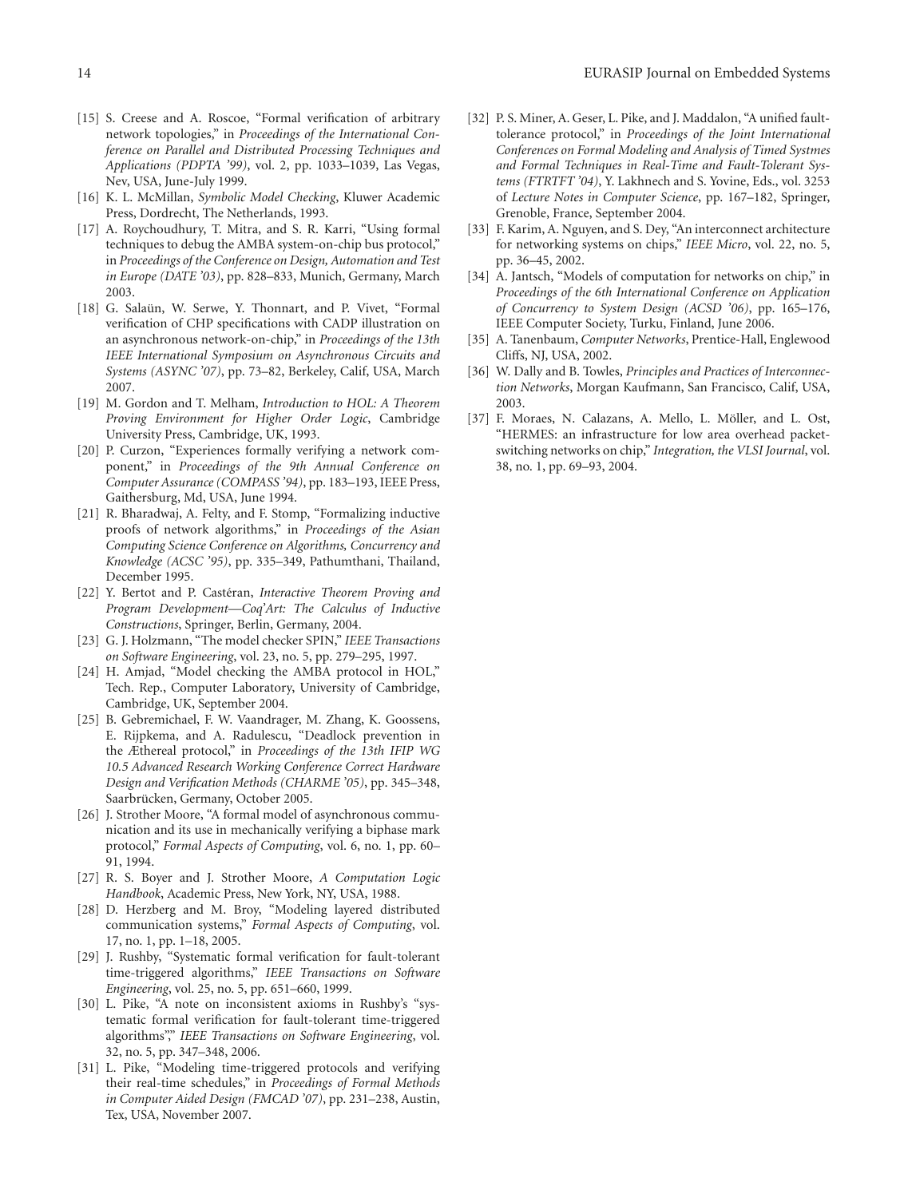[15] S. Creese and A. Roscoe, "Formal verification of arbitrary network topologies," in *Proceedings of the International Conference on Parallel and Distributed Processing Techniques and Applications (PDPTA '99)*, vol. 2, pp. 1033–1039, Las Vegas, Nev, USA, June-July 1999.

[16] K. L. McMillan, *Symbolic Model Checking*, Kluwer Academic Press, Dordrecht, The Netherlands, 1993.

[17] A. Roychoudhury, T. Mitra, and S. R. Karri, "Using formal techniques to debug the AMBA system-on-chip bus protocol," in *Proceedings of the Conference on Design, Automation and Test in Europe (DATE '03)*, pp. 828–833, Munich, Germany, March 2003.

[18] G. Salaün, W. Serwe, Y. Thonnart, and P. Vivet, "Formal verification of CHP specifications with CADP illustration on an asynchronous network-on-chip," in *Proceedings of the 13th IEEE International Symposium on Asynchronous Circuits and Systems (ASYNC '07)*, pp. 73–82, Berkeley, Calif, USA, March 2007.

[19] M. Gordon and T. Melham, *Introduction to HOL: A Theorem Proving Environment for Higher Order Logic*, Cambridge University Press, Cambridge, UK, 1993.

[20] P. Curzon, "Experiences formally verifying a network component," in *Proceedings of the 9th Annual Conference on Computer Assurance (COMPASS '94)*, pp. 183–193, IEEE Press, Gaithersburg, Md, USA, June 1994.

[21] R. Bharadwaj, A. Felty, and F. Stomp, "Formalizing inductive proofs of network algorithms," in *Proceedings of the Asian Computing Science Conference on Algorithms, Concurrency and Knowledge (ACSC '95)*, pp. 335–349, Pathumthani, Thailand, December 1995.

[22] Y. Bertot and P. Castéran, *Interactive Theorem Proving and Program Development—Coq'Art: The Calculus of Inductive Constructions*, Springer, Berlin, Germany, 2004.

[23] G. J. Holzmann, "The model checker SPIN," *IEEE Transactions on Software Engineering*, vol. 23, no. 5, pp. 279–295, 1997.

[24] H. Amjad, "Model checking the AMBA protocol in HOL," Tech. Rep., Computer Laboratory, University of Cambridge, Cambridge, UK, September 2004.

[25] B. Gebremichael, F. W. Vaandrager, M. Zhang, K. Goossens, E. Rijpkema, and A. Radulescu, "Deadlock prevention in the Æthereal protocol," in *Proceedings of the 13th IFIP WG 10.5 Advanced Research Working Conference Correct Hardware Design and Verification Methods (CHARME '05)*, pp. 345–348, Saarbrücken, Germany, October 2005.

[26] J. Strother Moore, "A formal model of asynchronous communication and its use in mechanically verifying a biphase mark protocol," *Formal Aspects of Computing*, vol. 6, no. 1, pp. 60–91, 1994.

[27] R. S. Boyer and J. Strother Moore, *A Computation Logic Handbook*, Academic Press, New York, NY, USA, 1988.

[28] D. Herzberg and M. Broy, "Modeling layered distributed communication systems," *Formal Aspects of Computing*, vol. 17, no. 1, pp. 1–18, 2005.

[29] J. Rushby, "Systematic formal verification for fault-tolerant time-triggered algorithms," *IEEE Transactions on Software Engineering*, vol. 25, no. 5, pp. 651–660, 1999.

[30] L. Pike, "A note on inconsistent axioms in Rushby's "systematic formal verification for fault-tolerant time-triggered algorithms"," *IEEE Transactions on Software Engineering*, vol. 32, no. 5, pp. 347–348, 2006.

[31] L. Pike, "Modeling time-triggered protocols and verifying their real-time schedules," in *Proceedings of Formal Methods in Computer Aided Design (FMCAD '07)*, pp. 231–238, Austin, Tex, USA, November 2007.

[32] P. S. Miner, A. Geser, L. Pike, and J. Maddalon, "A unified fault-tolerance protocol," in *Proceedings of the Joint International Conferences on Formal Modeling and Analysis of Timed Systmes and Formal Techniques in Real-Time and Fault-Tolerant Systems (FTRTFT '04)*, Y. Lakhnech and S. Yovine, Eds., vol. 3253 of *Lecture Notes in Computer Science*, pp. 167–182, Springer, Grenoble, France, September 2004.

[33] F. Karim, A. Nguyen, and S. Dey, "An interconnect architecture for networking systems on chips," *IEEE Micro*, vol. 22, no. 5, pp. 36–45, 2002.

[34] A. Jantsch, "Models of computation for networks on chip," in *Proceedings of the 6th International Conference on Application of Concurrency to System Design (ACSD '06)*, pp. 165–176, IEEE Computer Society, Turku, Finland, June 2006.

[35] A. Tanenbaum, *Computer Networks*, Prentice-Hall, Englewood Cliffs, NJ, USA, 2002.

[36] W. Dally and B. Towles, *Principles and Practices of Interconnection Networks*, Morgan Kaufmann, San Francisco, Calif, USA, 2003.

[37] F. Moraes, N. Calazans, A. Mello, L. Möller, and L. Ost, "HERMES: an infrastructure for low area overhead packet-switching networks on chip," *Integration, the VLSI Journal*, vol. 38, no. 1, pp. 69–93, 2004.